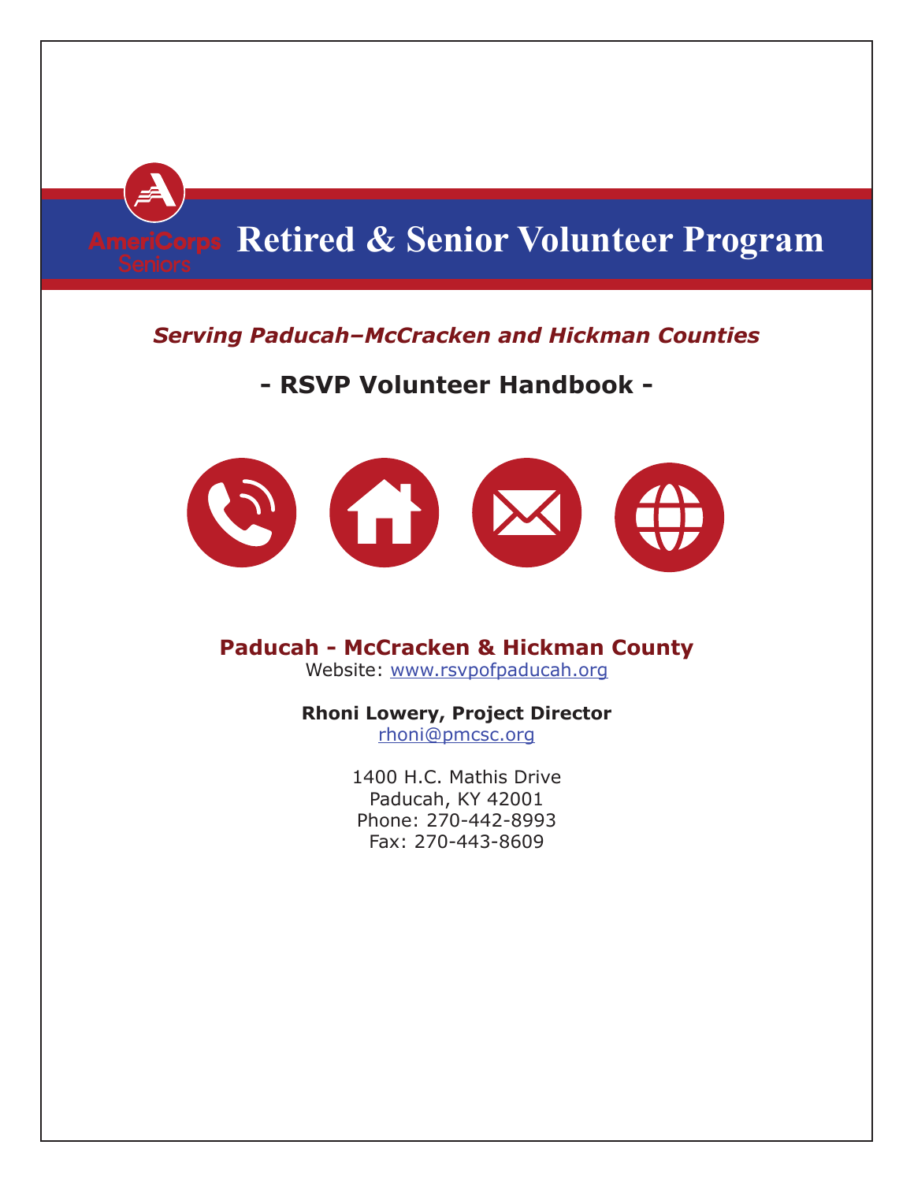AmeriCorps Seniors

# Retired & Senior Volunteer Program

***Serving Paducah–McCracken and Hickman Counties***

## - RSVP Volunteer Handbook -

**Paducah - McCracken & Hickman County**
Website: [www.rsvpofpaducah.org](http://www.rsvpofpaducah.org)

**Rhoni Lowery, Project Director**
[rhoni@pmcsc.org](mailto:rhoni@pmcsc.org)

1400 H.C. Mathis Drive
Paducah, KY 42001
Phone: 270-442-8993
Fax: 270-443-8609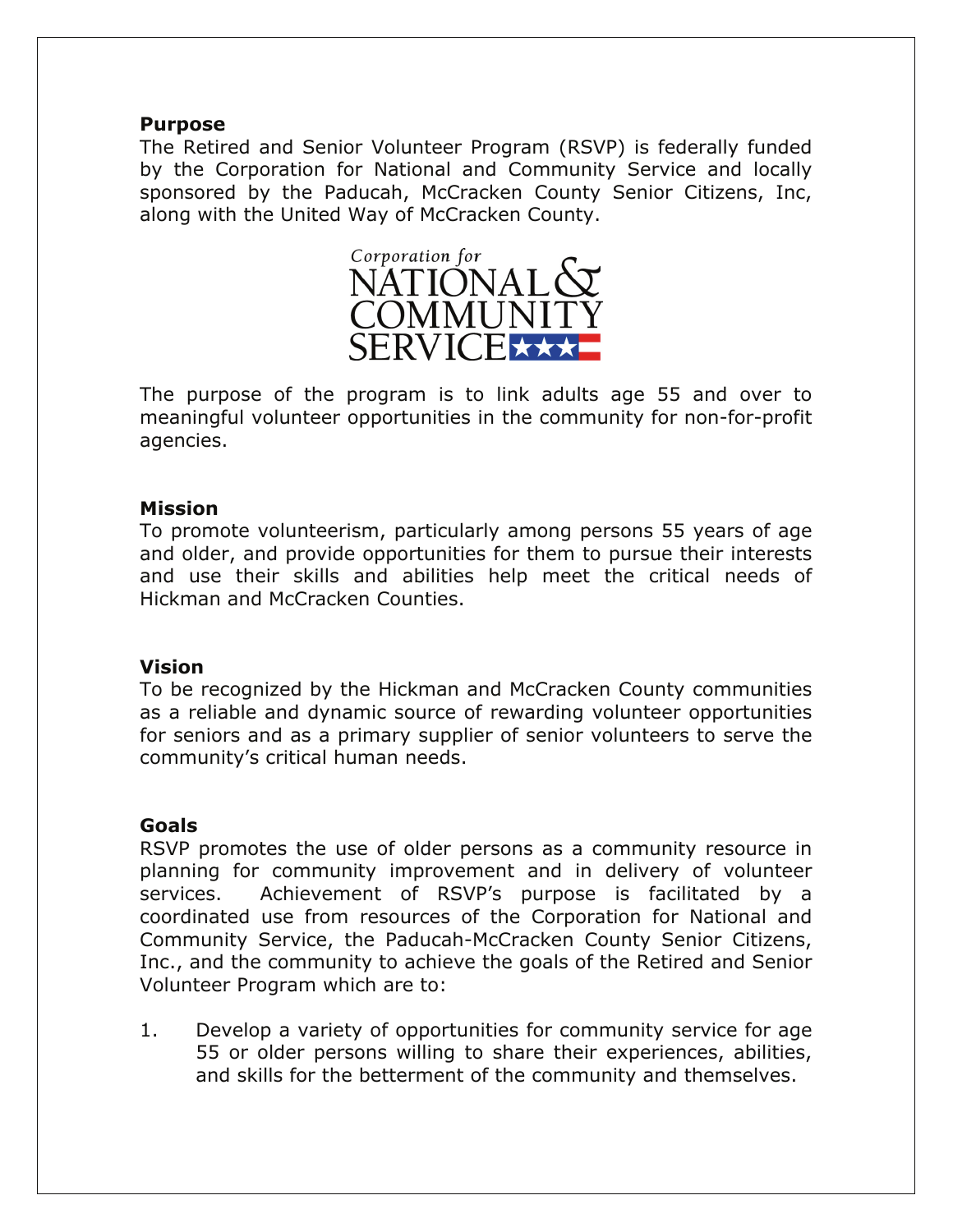## Purpose

The Retired and Senior Volunteer Program (RSVP) is federally funded by the Corporation for National and Community Service and locally sponsored by the Paducah, McCracken County Senior Citizens, Inc, along with the United Way of McCracken County.

The purpose of the program is to link adults age 55 and over to meaningful volunteer opportunities in the community for non-for-profit agencies.

## Mission

To promote volunteerism, particularly among persons 55 years of age and older, and provide opportunities for them to pursue their interests and use their skills and abilities help meet the critical needs of Hickman and McCracken Counties.

## Vision

To be recognized by the Hickman and McCracken County communities as a reliable and dynamic source of rewarding volunteer opportunities for seniors and as a primary supplier of senior volunteers to serve the community's critical human needs.

## Goals

RSVP promotes the use of older persons as a community resource in planning for community improvement and in delivery of volunteer services. Achievement of RSVP's purpose is facilitated by a coordinated use from resources of the Corporation for National and Community Service, the Paducah-McCracken County Senior Citizens, Inc., and the community to achieve the goals of the Retired and Senior Volunteer Program which are to:

1. Develop a variety of opportunities for community service for age 55 or older persons willing to share their experiences, abilities, and skills for the betterment of the community and themselves.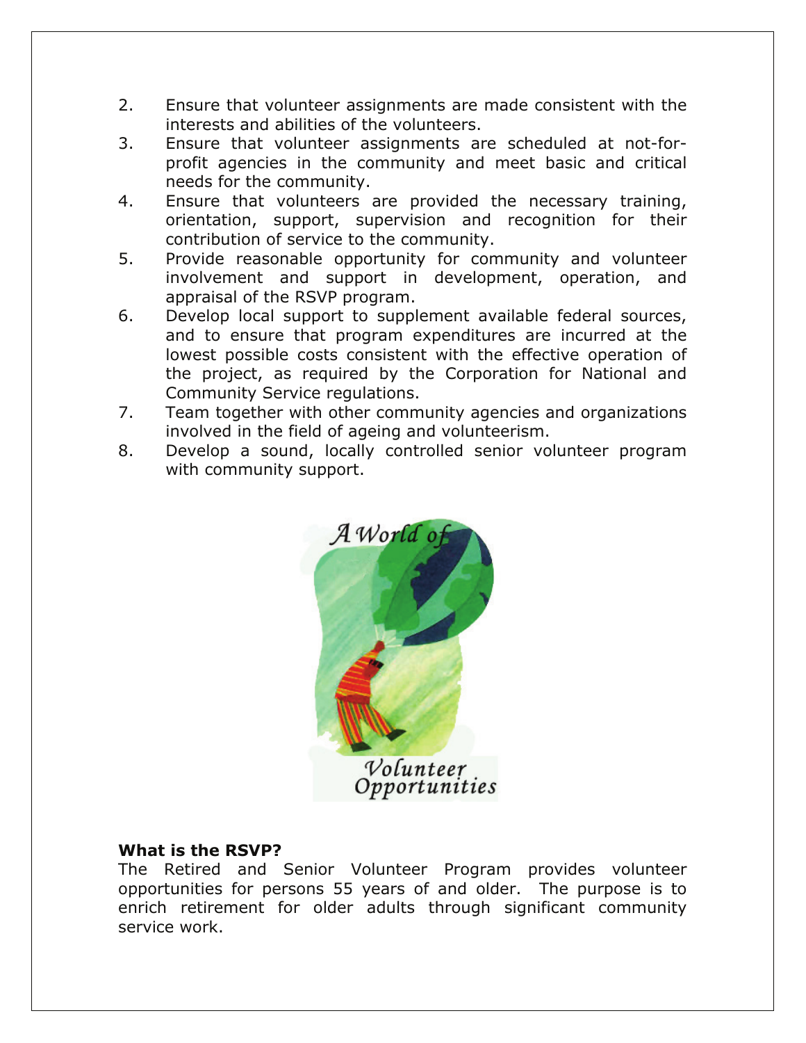2. Ensure that volunteer assignments are made consistent with the interests and abilities of the volunteers.
3. Ensure that volunteer assignments are scheduled at not-for-profit agencies in the community and meet basic and critical needs for the community.
4. Ensure that volunteers are provided the necessary training, orientation, support, supervision and recognition for their contribution of service to the community.
5. Provide reasonable opportunity for community and volunteer involvement and support in development, operation, and appraisal of the RSVP program.
6. Develop local support to supplement available federal sources, and to ensure that program expenditures are incurred at the lowest possible costs consistent with the effective operation of the project, as required by the Corporation for National and Community Service regulations.
7. Team together with other community agencies and organizations involved in the field of ageing and volunteerism.
8. Develop a sound, locally controlled senior volunteer program with community support.

**What is the RSVP?**

The Retired and Senior Volunteer Program provides volunteer opportunities for persons 55 years of and older. The purpose is to enrich retirement for older adults through significant community service work.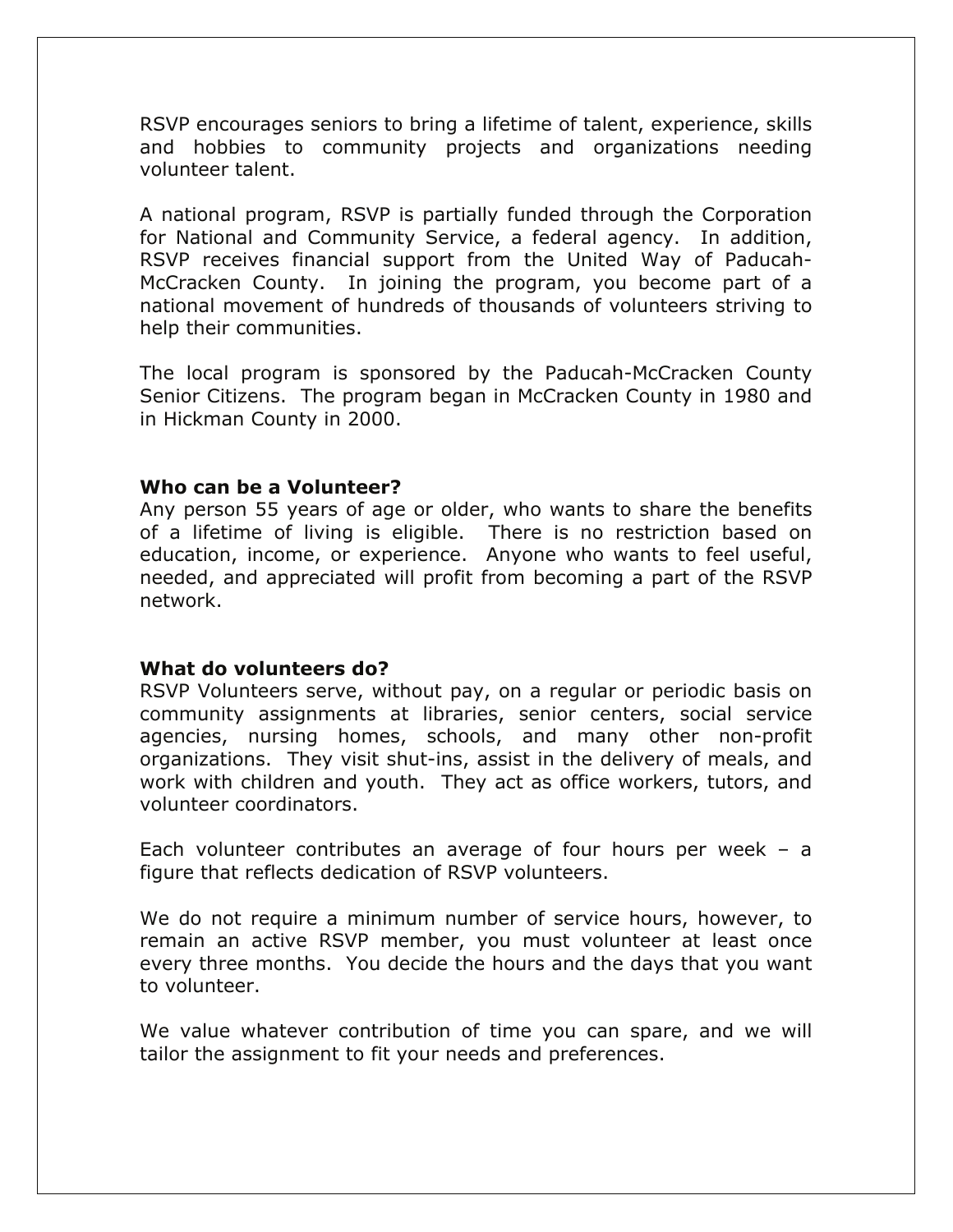RSVP encourages seniors to bring a lifetime of talent, experience, skills and hobbies to community projects and organizations needing volunteer talent.

A national program, RSVP is partially funded through the Corporation for National and Community Service, a federal agency. In addition, RSVP receives financial support from the United Way of Paducah-McCracken County. In joining the program, you become part of a national movement of hundreds of thousands of volunteers striving to help their communities.

The local program is sponsored by the Paducah-McCracken County Senior Citizens. The program began in McCracken County in 1980 and in Hickman County in 2000.

**Who can be a Volunteer?**

Any person 55 years of age or older, who wants to share the benefits of a lifetime of living is eligible. There is no restriction based on education, income, or experience. Anyone who wants to feel useful, needed, and appreciated will profit from becoming a part of the RSVP network.

**What do volunteers do?**

RSVP Volunteers serve, without pay, on a regular or periodic basis on community assignments at libraries, senior centers, social service agencies, nursing homes, schools, and many other non-profit organizations. They visit shut-ins, assist in the delivery of meals, and work with children and youth. They act as office workers, tutors, and volunteer coordinators.

Each volunteer contributes an average of four hours per week – a figure that reflects dedication of RSVP volunteers.

We do not require a minimum number of service hours, however, to remain an active RSVP member, you must volunteer at least once every three months. You decide the hours and the days that you want to volunteer.

We value whatever contribution of time you can spare, and we will tailor the assignment to fit your needs and preferences.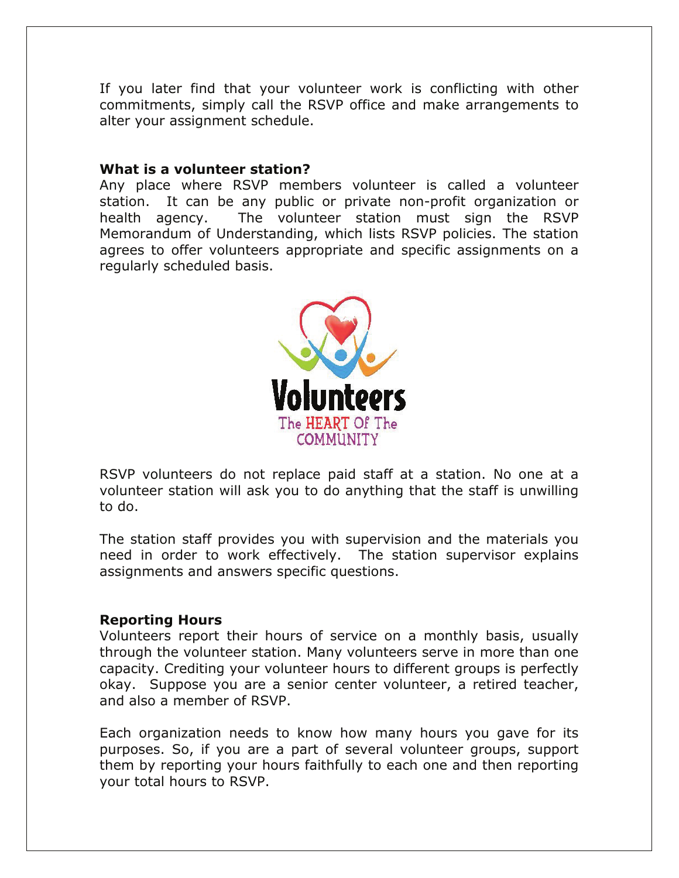If you later find that your volunteer work is conflicting with other commitments, simply call the RSVP office and make arrangements to alter your assignment schedule.

**What is a volunteer station?**

Any place where RSVP members volunteer is called a volunteer station. It can be any public or private non-profit organization or health agency. The volunteer station must sign the RSVP Memorandum of Understanding, which lists RSVP policies. The station agrees to offer volunteers appropriate and specific assignments on a regularly scheduled basis.

RSVP volunteers do not replace paid staff at a station. No one at a volunteer station will ask you to do anything that the staff is unwilling to do.

The station staff provides you with supervision and the materials you need in order to work effectively. The station supervisor explains assignments and answers specific questions.

**Reporting Hours**

Volunteers report their hours of service on a monthly basis, usually through the volunteer station. Many volunteers serve in more than one capacity. Crediting your volunteer hours to different groups is perfectly okay. Suppose you are a senior center volunteer, a retired teacher, and also a member of RSVP.

Each organization needs to know how many hours you gave for its purposes. So, if you are a part of several volunteer groups, support them by reporting your hours faithfully to each one and then reporting your total hours to RSVP.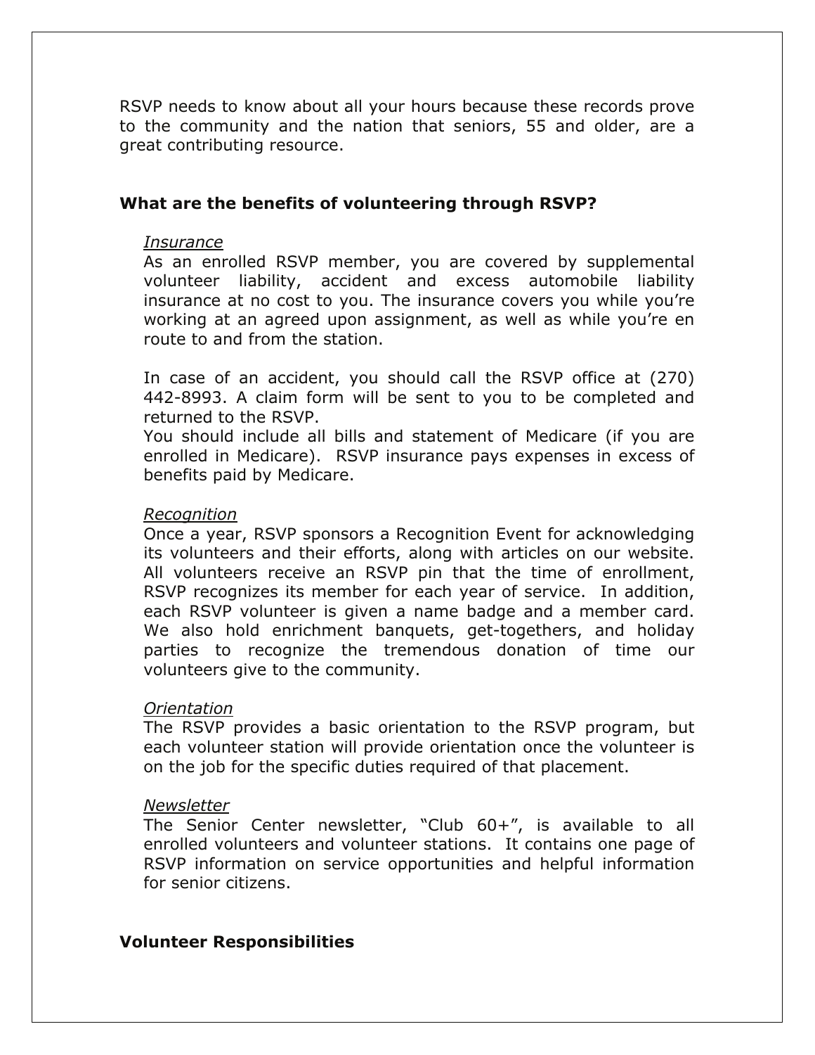RSVP needs to know about all your hours because these records prove to the community and the nation that seniors, 55 and older, are a great contributing resource.

## What are the benefits of volunteering through RSVP?

*Insurance*

As an enrolled RSVP member, you are covered by supplemental volunteer liability, accident and excess automobile liability insurance at no cost to you. The insurance covers you while you're working at an agreed upon assignment, as well as while you're en route to and from the station.

In case of an accident, you should call the RSVP office at (270) 442-8993. A claim form will be sent to you to be completed and returned to the RSVP.
You should include all bills and statement of Medicare (if you are enrolled in Medicare). RSVP insurance pays expenses in excess of benefits paid by Medicare.

*Recognition*

Once a year, RSVP sponsors a Recognition Event for acknowledging its volunteers and their efforts, along with articles on our website. All volunteers receive an RSVP pin that the time of enrollment, RSVP recognizes its member for each year of service. In addition, each RSVP volunteer is given a name badge and a member card. We also hold enrichment banquets, get-togethers, and holiday parties to recognize the tremendous donation of time our volunteers give to the community.

*Orientation*

The RSVP provides a basic orientation to the RSVP program, but each volunteer station will provide orientation once the volunteer is on the job for the specific duties required of that placement.

*Newsletter*

The Senior Center newsletter, "Club 60+", is available to all enrolled volunteers and volunteer stations. It contains one page of RSVP information on service opportunities and helpful information for senior citizens.

## Volunteer Responsibilities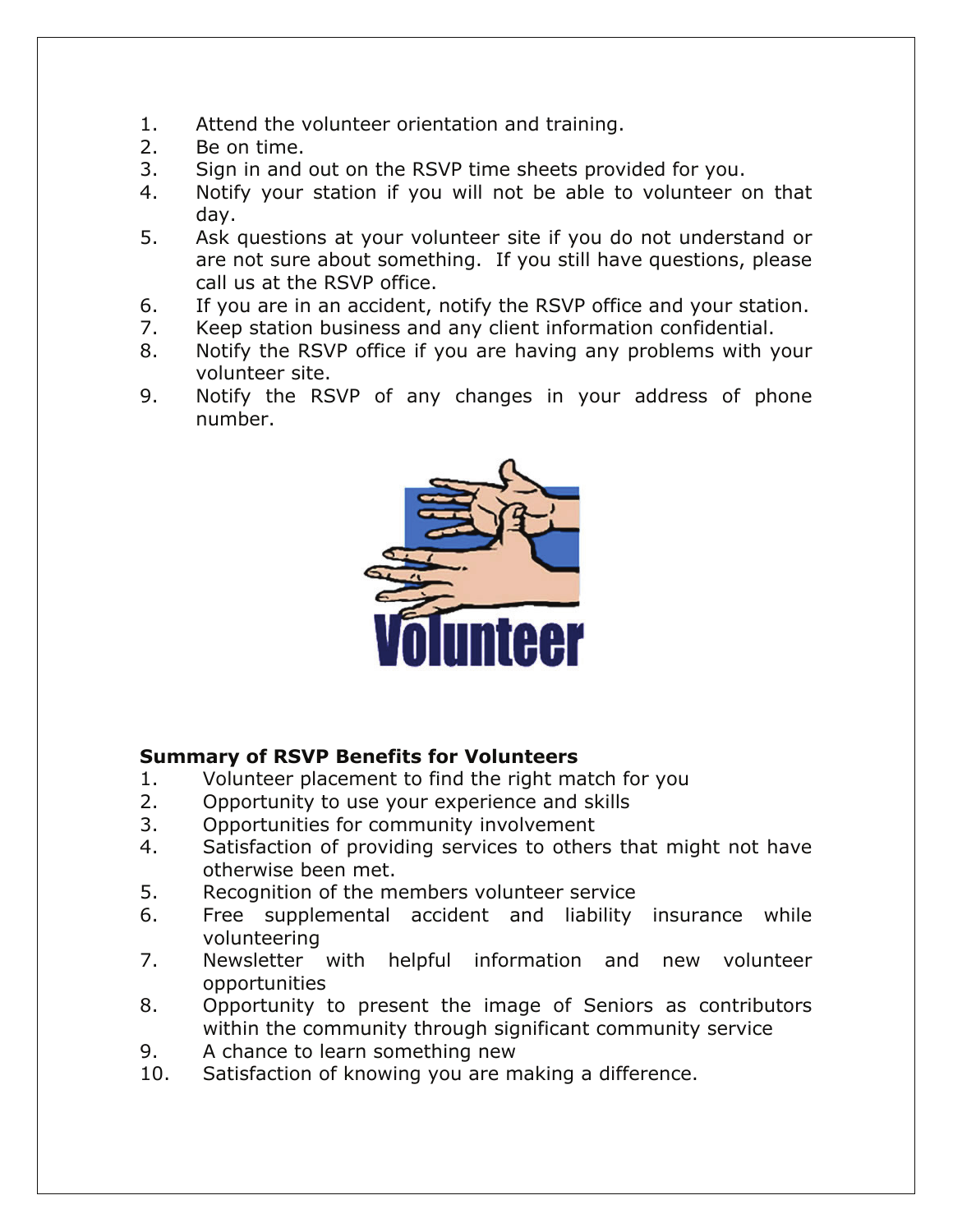1. Attend the volunteer orientation and training.
2. Be on time.
3. Sign in and out on the RSVP time sheets provided for you.
4. Notify your station if you will not be able to volunteer on that day.
5. Ask questions at your volunteer site if you do not understand or are not sure about something. If you still have questions, please call us at the RSVP office.
6. If you are in an accident, notify the RSVP office and your station.
7. Keep station business and any client information confidential.
8. Notify the RSVP office if you are having any problems with your volunteer site.
9. Notify the RSVP of any changes in your address of phone number.

**Summary of RSVP Benefits for Volunteers**

1. Volunteer placement to find the right match for you
2. Opportunity to use your experience and skills
3. Opportunities for community involvement
4. Satisfaction of providing services to others that might not have otherwise been met.
5. Recognition of the members volunteer service
6. Free supplemental accident and liability insurance while volunteering
7. Newsletter with helpful information and new volunteer opportunities
8. Opportunity to present the image of Seniors as contributors within the community through significant community service
9. A chance to learn something new
10. Satisfaction of knowing you are making a difference.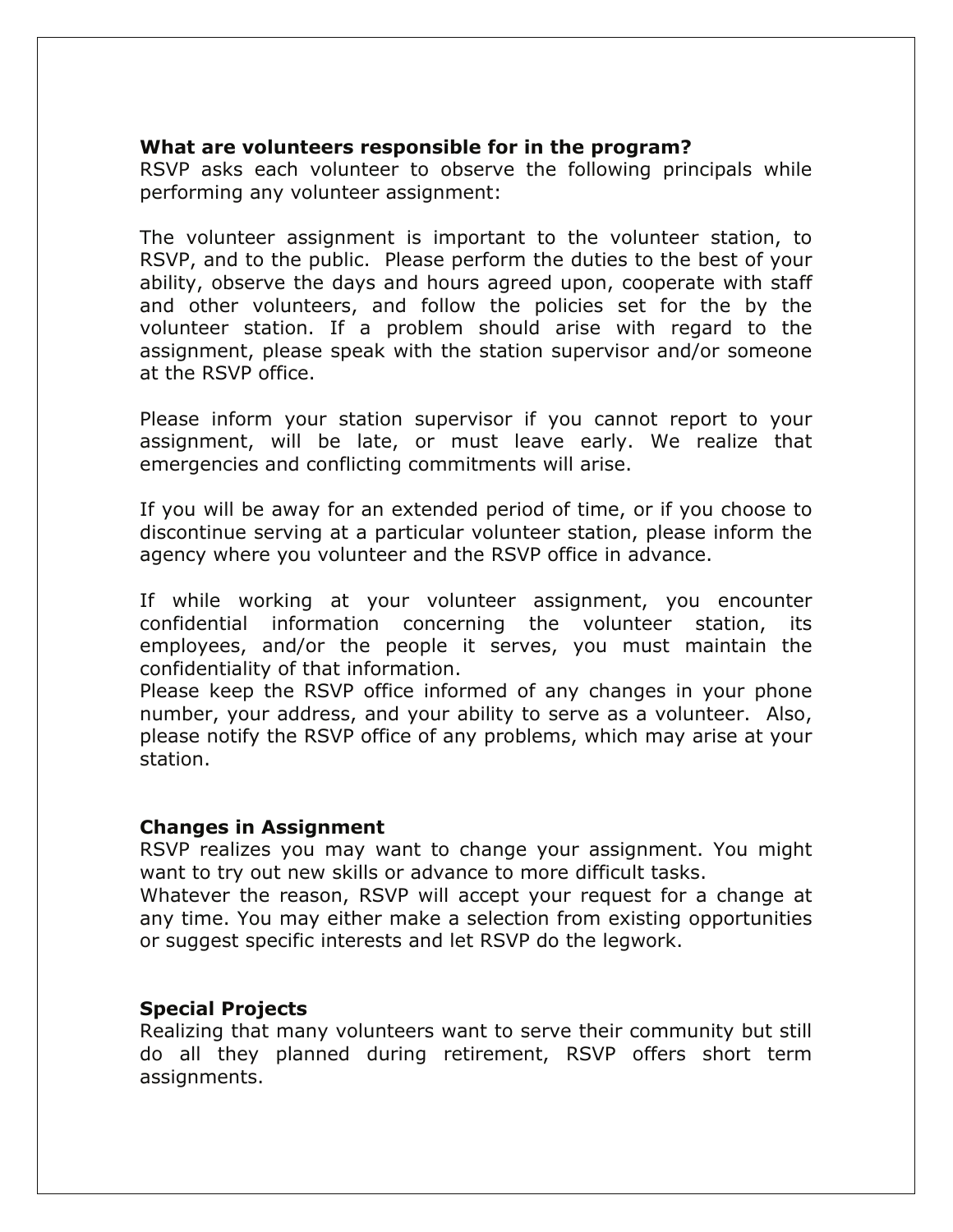**What are volunteers responsible for in the program?**
RSVP asks each volunteer to observe the following principals while performing any volunteer assignment:

The volunteer assignment is important to the volunteer station, to RSVP, and to the public. Please perform the duties to the best of your ability, observe the days and hours agreed upon, cooperate with staff and other volunteers, and follow the policies set for the by the volunteer station. If a problem should arise with regard to the assignment, please speak with the station supervisor and/or someone at the RSVP office.

Please inform your station supervisor if you cannot report to your assignment, will be late, or must leave early. We realize that emergencies and conflicting commitments will arise.

If you will be away for an extended period of time, or if you choose to discontinue serving at a particular volunteer station, please inform the agency where you volunteer and the RSVP office in advance.

If while working at your volunteer assignment, you encounter confidential information concerning the volunteer station, its employees, and/or the people it serves, you must maintain the confidentiality of that information.
Please keep the RSVP office informed of any changes in your phone number, your address, and your ability to serve as a volunteer. Also, please notify the RSVP office of any problems, which may arise at your station.

**Changes in Assignment**
RSVP realizes you may want to change your assignment. You might want to try out new skills or advance to more difficult tasks.
Whatever the reason, RSVP will accept your request for a change at any time. You may either make a selection from existing opportunities or suggest specific interests and let RSVP do the legwork.

**Special Projects**
Realizing that many volunteers want to serve their community but still do all they planned during retirement, RSVP offers short term assignments.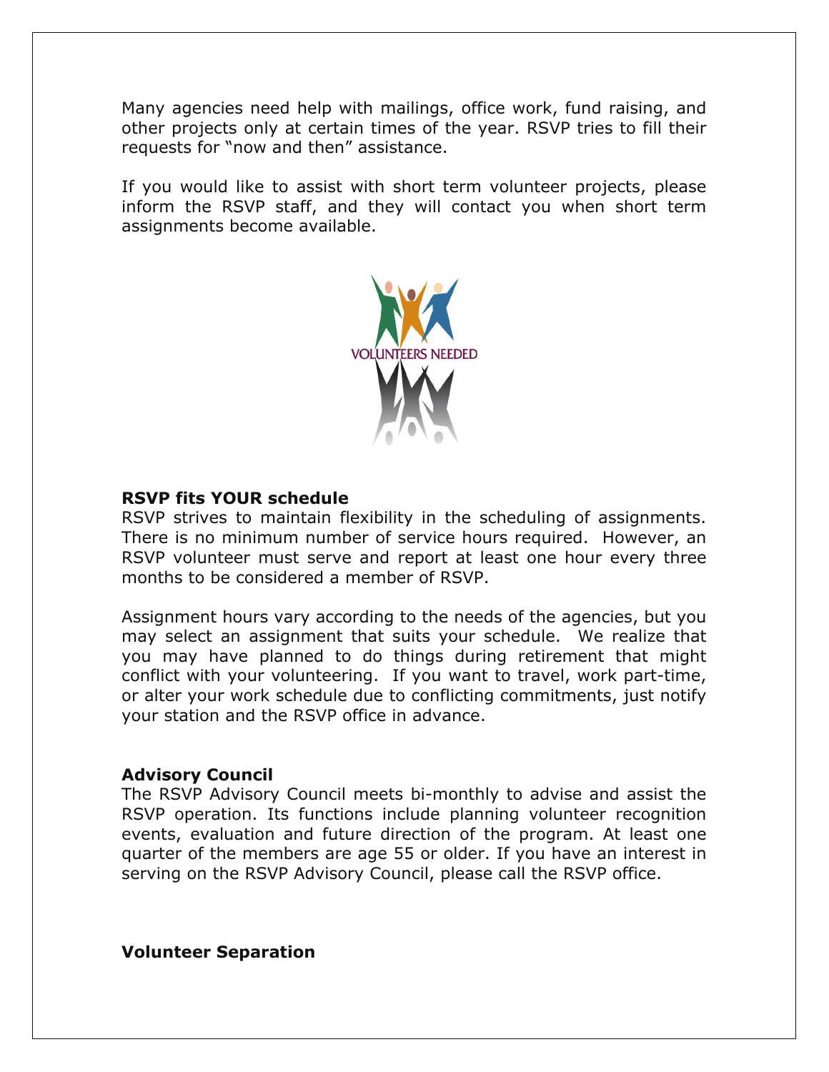Many agencies need help with mailings, office work, fund raising, and other projects only at certain times of the year. RSVP tries to fill their requests for "now and then" assistance.

If you would like to assist with short term volunteer projects, please inform the RSVP staff, and they will contact you when short term assignments become available.

**RSVP fits YOUR schedule**

RSVP strives to maintain flexibility in the scheduling of assignments. There is no minimum number of service hours required. However, an RSVP volunteer must serve and report at least one hour every three months to be considered a member of RSVP.

Assignment hours vary according to the needs of the agencies, but you may select an assignment that suits your schedule. We realize that you may have planned to do things during retirement that might conflict with your volunteering. If you want to travel, work part-time, or alter your work schedule due to conflicting commitments, just notify your station and the RSVP office in advance.

**Advisory Council**

The RSVP Advisory Council meets bi-monthly to advise and assist the RSVP operation. Its functions include planning volunteer recognition events, evaluation and future direction of the program. At least one quarter of the members are age 55 or older. If you have an interest in serving on the RSVP Advisory Council, please call the RSVP office.

**Volunteer Separation**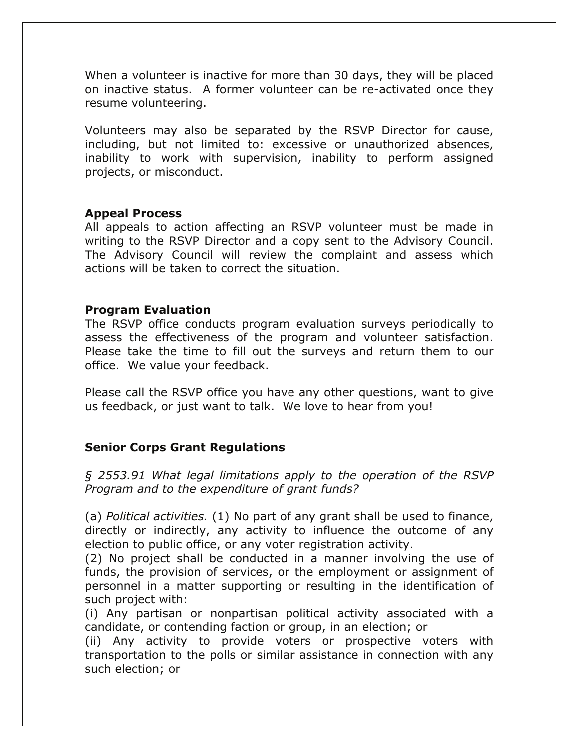When a volunteer is inactive for more than 30 days, they will be placed on inactive status. A former volunteer can be re-activated once they resume volunteering.

Volunteers may also be separated by the RSVP Director for cause, including, but not limited to: excessive or unauthorized absences, inability to work with supervision, inability to perform assigned projects, or misconduct.

### Appeal Process

All appeals to action affecting an RSVP volunteer must be made in writing to the RSVP Director and a copy sent to the Advisory Council. The Advisory Council will review the complaint and assess which actions will be taken to correct the situation.

### Program Evaluation

The RSVP office conducts program evaluation surveys periodically to assess the effectiveness of the program and volunteer satisfaction. Please take the time to fill out the surveys and return them to our office. We value your feedback.

Please call the RSVP office you have any other questions, want to give us feedback, or just want to talk. We love to hear from you!

### Senior Corps Grant Regulations

*§ 2553.91 What legal limitations apply to the operation of the RSVP Program and to the expenditure of grant funds?*

(a) *Political activities.* (1) No part of any grant shall be used to finance, directly or indirectly, any activity to influence the outcome of any election to public office, or any voter registration activity.
(2) No project shall be conducted in a manner involving the use of funds, the provision of services, or the employment or assignment of personnel in a matter supporting or resulting in the identification of such project with:
(i) Any partisan or nonpartisan political activity associated with a candidate, or contending faction or group, in an election; or
(ii) Any activity to provide voters or prospective voters with transportation to the polls or similar assistance in connection with any such election; or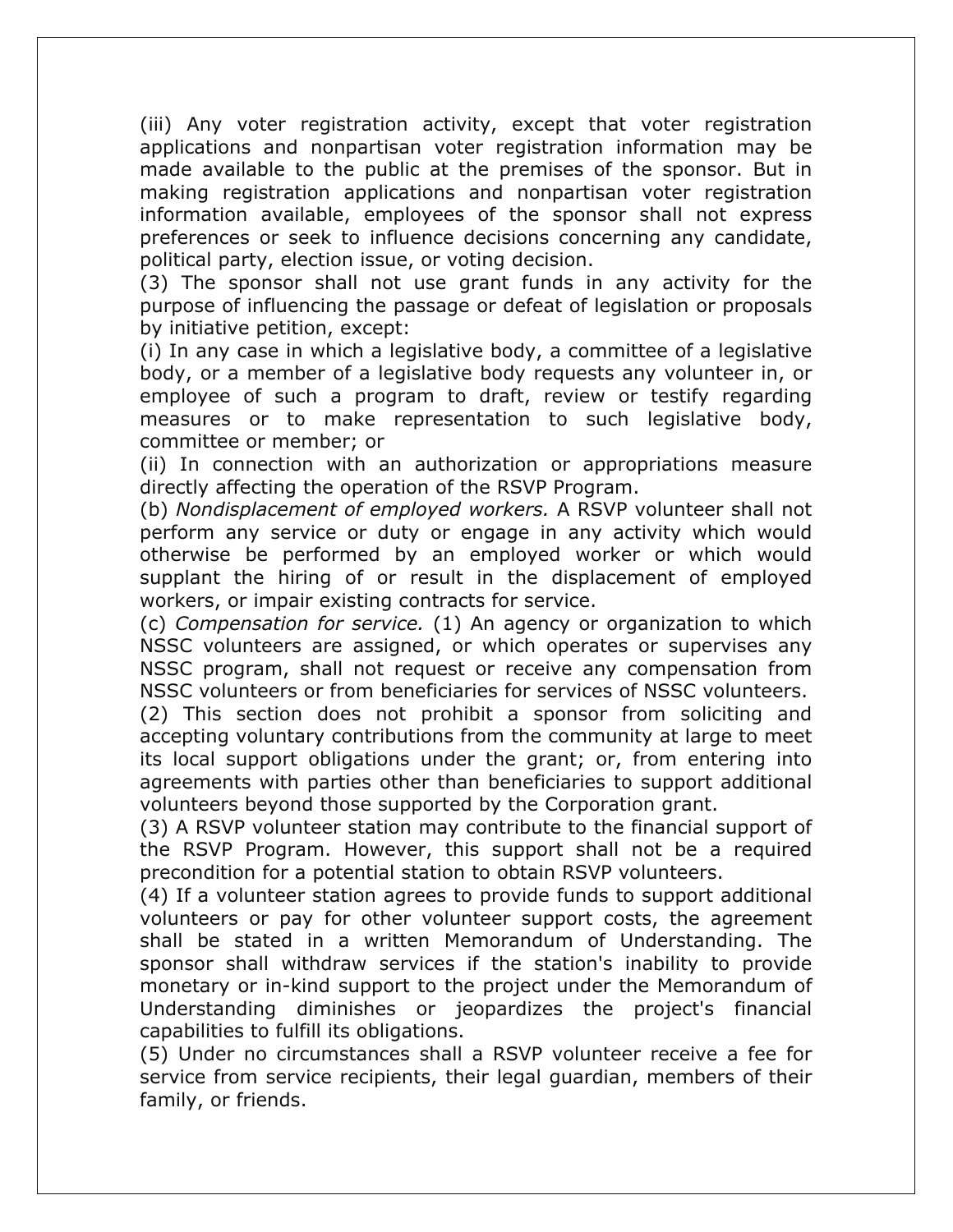(iii) Any voter registration activity, except that voter registration applications and nonpartisan voter registration information may be made available to the public at the premises of the sponsor. But in making registration applications and nonpartisan voter registration information available, employees of the sponsor shall not express preferences or seek to influence decisions concerning any candidate, political party, election issue, or voting decision.

(3) The sponsor shall not use grant funds in any activity for the purpose of influencing the passage or defeat of legislation or proposals by initiative petition, except:

(i) In any case in which a legislative body, a committee of a legislative body, or a member of a legislative body requests any volunteer in, or employee of such a program to draft, review or testify regarding measures or to make representation to such legislative body, committee or member; or

(ii) In connection with an authorization or appropriations measure directly affecting the operation of the RSVP Program.

(b) *Nondisplacement of employed workers.* A RSVP volunteer shall not perform any service or duty or engage in any activity which would otherwise be performed by an employed worker or which would supplant the hiring of or result in the displacement of employed workers, or impair existing contracts for service.

(c) *Compensation for service.* (1) An agency or organization to which NSSC volunteers are assigned, or which operates or supervises any NSSC program, shall not request or receive any compensation from NSSC volunteers or from beneficiaries for services of NSSC volunteers.

(2) This section does not prohibit a sponsor from soliciting and accepting voluntary contributions from the community at large to meet its local support obligations under the grant; or, from entering into agreements with parties other than beneficiaries to support additional volunteers beyond those supported by the Corporation grant.

(3) A RSVP volunteer station may contribute to the financial support of the RSVP Program. However, this support shall not be a required precondition for a potential station to obtain RSVP volunteers.

(4) If a volunteer station agrees to provide funds to support additional volunteers or pay for other volunteer support costs, the agreement shall be stated in a written Memorandum of Understanding. The sponsor shall withdraw services if the station's inability to provide monetary or in-kind support to the project under the Memorandum of Understanding diminishes or jeopardizes the project's financial capabilities to fulfill its obligations.

(5) Under no circumstances shall a RSVP volunteer receive a fee for service from service recipients, their legal guardian, members of their family, or friends.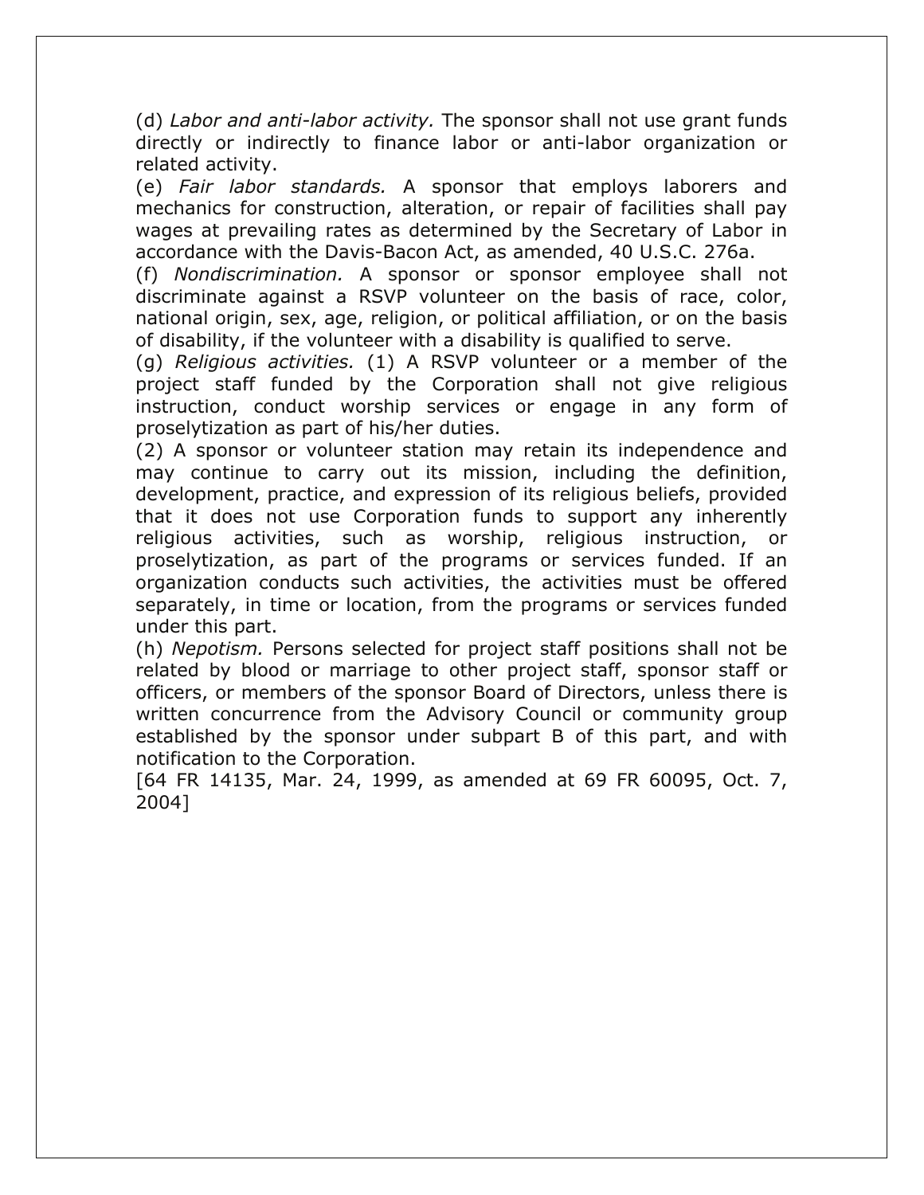(d) *Labor and anti-labor activity.* The sponsor shall not use grant funds directly or indirectly to finance labor or anti-labor organization or related activity.

(e) *Fair labor standards.* A sponsor that employs laborers and mechanics for construction, alteration, or repair of facilities shall pay wages at prevailing rates as determined by the Secretary of Labor in accordance with the Davis-Bacon Act, as amended, 40 U.S.C. 276a.

(f) *Nondiscrimination.* A sponsor or sponsor employee shall not discriminate against a RSVP volunteer on the basis of race, color, national origin, sex, age, religion, or political affiliation, or on the basis of disability, if the volunteer with a disability is qualified to serve.

(g) *Religious activities.* (1) A RSVP volunteer or a member of the project staff funded by the Corporation shall not give religious instruction, conduct worship services or engage in any form of proselytization as part of his/her duties.

(2) A sponsor or volunteer station may retain its independence and may continue to carry out its mission, including the definition, development, practice, and expression of its religious beliefs, provided that it does not use Corporation funds to support any inherently religious activities, such as worship, religious instruction, or proselytization, as part of the programs or services funded. If an organization conducts such activities, the activities must be offered separately, in time or location, from the programs or services funded under this part.

(h) *Nepotism.* Persons selected for project staff positions shall not be related by blood or marriage to other project staff, sponsor staff or officers, or members of the sponsor Board of Directors, unless there is written concurrence from the Advisory Council or community group established by the sponsor under subpart B of this part, and with notification to the Corporation.

[64 FR 14135, Mar. 24, 1999, as amended at 69 FR 60095, Oct. 7, 2004]